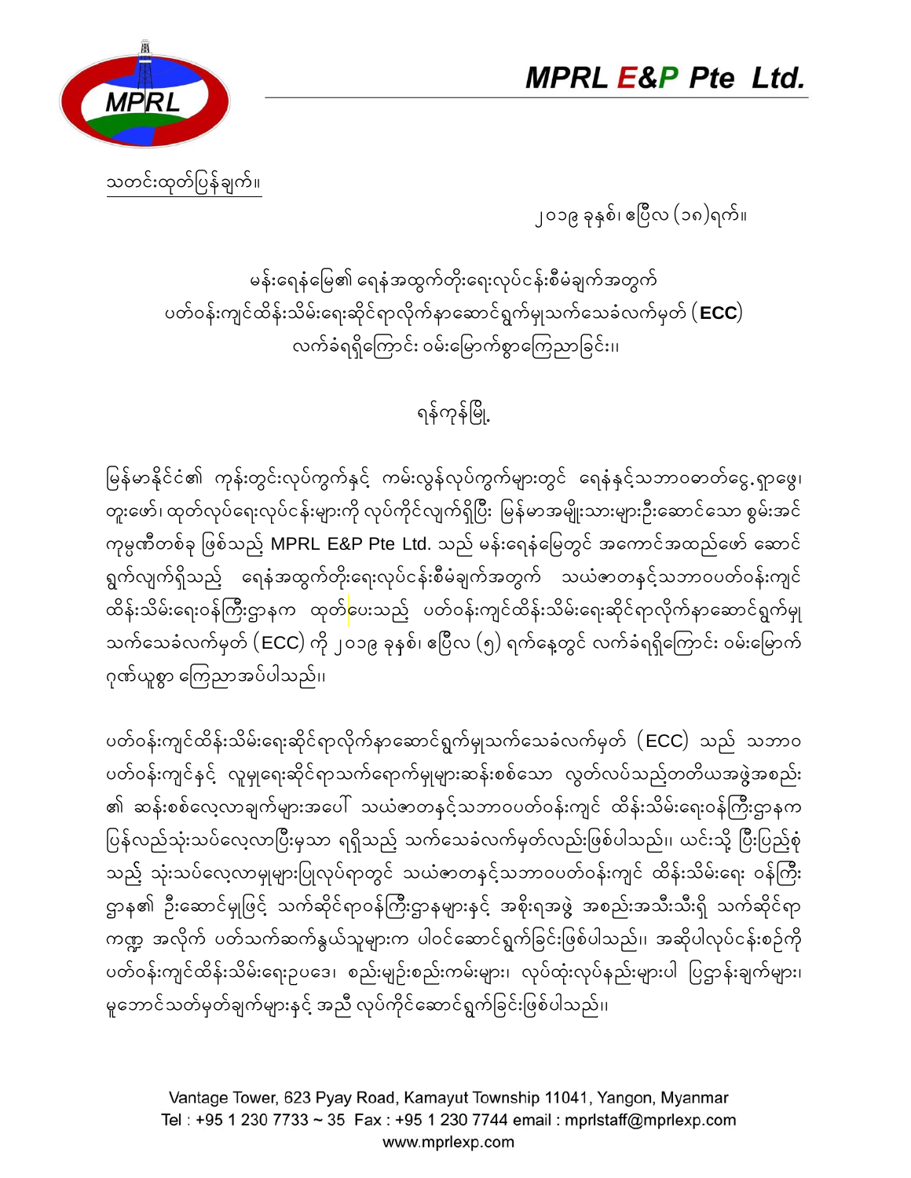**MPRL E&P Pte Ltd.**

သတင်းထုတ်ပြန်ချက်။

၂၀၁၉ ခုနှစ်၊ ဧပြီလ (၁၈)ရက်။

မန်းရေနံမြေ၏ ရေနံအထွက်တိုးရေးလုပ်ငန်းစီမံချက်အတွက်
ပတ်ဝန်းကျင်ထိန်းသိမ်းရေးဆိုင်ရာလိုက်နာဆောင်ရွက်မှုသက်သေခံလက်မှတ် (**ECC**)
လက်ခံရရှိကြောင်း ဝမ်းမြောက်စွာကြေညာခြင်း။

ရန်ကုန်မြို့

မြန်မာနိုင်ငံ၏ ကုန်းတွင်းလုပ်ကွက်နှင့် ကမ်းလွန်လုပ်ကွက်များတွင် ရေနံနှင့်သဘာဝဓာတ်ငွေ့ရှာဖွေ၊ တူးဖော်၊ ထုတ်လုပ်ရေးလုပ်ငန်းများကို လုပ်ကိုင်လျက်ရှိပြီး မြန်မာအမျိုးသားများဦးဆောင်သော စွမ်းအင်ကုမ္ပဏီတစ်ခု ဖြစ်သည့် MPRL E&P Pte Ltd. သည် မန်းရေနံမြေတွင် အကောင်အထည်ဖော် ဆောင်ရွက်လျက်ရှိသည့် ရေနံအထွက်တိုးရေးလုပ်ငန်းစီမံချက်အတွက် သယံဇာတနှင့်သဘာဝပတ်ဝန်းကျင်ထိန်းသိမ်းရေးဝန်ကြီးဌာနက ထုတ်ပေးသည့် ပတ်ဝန်းကျင်ထိန်းသိမ်းရေးဆိုင်ရာလိုက်နာဆောင်ရွက်မှုသက်သေခံလက်မှတ် (ECC) ကို ၂၀၁၉ ခုနှစ်၊ ဧပြီလ (၅) ရက်နေ့တွင် လက်ခံရရှိကြောင်း ဝမ်းမြောက်ဂုဏ်ယူစွာ ကြေညာအပ်ပါသည်။

ပတ်ဝန်းကျင်ထိန်းသိမ်းရေးဆိုင်ရာလိုက်နာဆောင်ရွက်မှုသက်သေခံလက်မှတ် (ECC) သည် သဘာဝပတ်ဝန်းကျင်နှင့် လူမှုရေးဆိုင်ရာသက်ရောက်မှုများဆန်းစစ်သော လွတ်လပ်သည့်တတိယအဖွဲ့အစည်း၏ ဆန်းစစ်လေ့လာချက်များအပေါ် သယံဇာတနှင့်သဘာဝပတ်ဝန်းကျင် ထိန်းသိမ်းရေးဝန်ကြီးဌာနက ပြန်လည်သုံးသပ်လေ့လာပြီးမှသာ ရရှိသည့် သက်သေခံလက်မှတ်လည်းဖြစ်ပါသည်။ ယင်းသို့ ပြီးပြည့်စုံသည့် သုံးသပ်လေ့လာမှုများပြုလုပ်ရာတွင် သယံဇာတနှင့်သဘာဝပတ်ဝန်းကျင် ထိန်းသိမ်းရေး ဝန်ကြီးဌာန၏ ဦးဆောင်မှုဖြင့် သက်ဆိုင်ရာဝန်ကြီးဌာနများနှင့် အစိုးရအဖွဲ့ အစည်းအသီးသီးရှိ သက်ဆိုင်ရာကဏ္ဍ အလိုက် ပတ်သက်ဆက်နွယ်သူများက ပါဝင်ဆောင်ရွက်ခြင်းဖြစ်ပါသည်။ အဆိုပါလုပ်ငန်းစဉ်ကို ပတ်ဝန်းကျင်ထိန်းသိမ်းရေးဥပဒေ၊ စည်းမျဉ်းစည်းကမ်းများ၊ လုပ်ထုံးလုပ်နည်းများပါ ပြဋ္ဌာန်းချက်များ၊ မူဘောင်သတ်မှတ်ချက်များနှင့် အညီ လုပ်ကိုင်ဆောင်ရွက်ခြင်းဖြစ်ပါသည်။

Vantage Tower, 623 Pyay Road, Kamayut Township 11041, Yangon, Myanmar
Tel : +95 1 230 7733 ~ 35 Fax : +95 1 230 7744 email : mprlstaff@mprlexp.com
www.mprlexp.com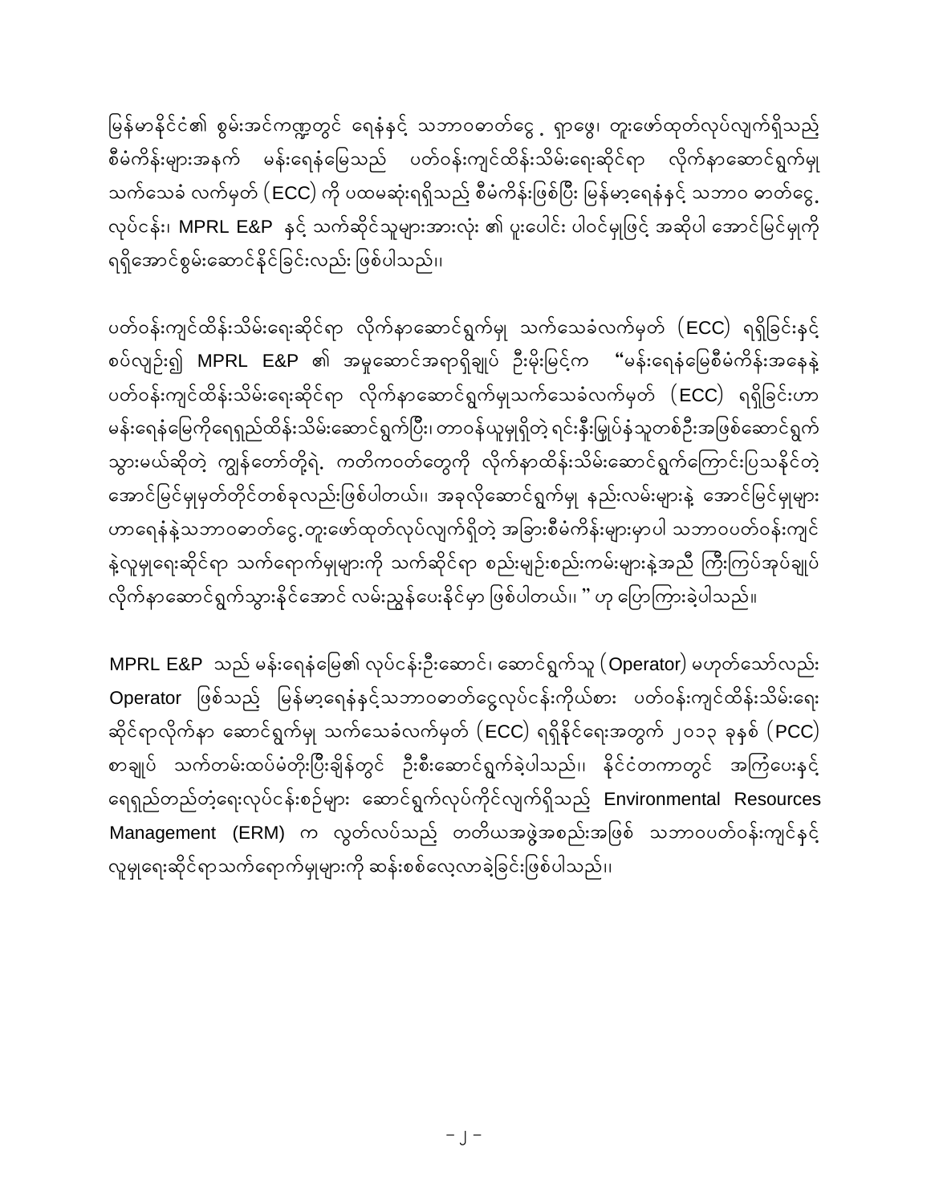မြန်မာနိုင်ငံ၏ စွမ်းအင်ကဏ္ဍတွင် ရေနံနှင့် သဘာဝဓာတ်ငွေ့ ရှာဖွေ၊ တူးဖော်ထုတ်လုပ်လျက်ရှိသည့် စီမံကိန်းများအနက် မန်းရေနံမြေသည် ပတ်ဝန်းကျင်ထိန်းသိမ်းရေးဆိုင်ရာ လိုက်နာဆောင်ရွက်မှု သက်သေခံ လက်မှတ် (ECC) ကို ပထမဆုံးရရှိသည့် စီမံကိန်းဖြစ်ပြီး မြန်မာ့ရေနံနှင့် သဘာဝ ဓာတ်ငွေ့ လုပ်ငန်း၊ MPRL E&P နှင့် သက်ဆိုင်သူများအားလုံး ၏ ပူးပေါင်း ပါဝင်မှုဖြင့် အဆိုပါ အောင်မြင်မှုကို ရရှိအောင်စွမ်းဆောင်နိုင်ခြင်းလည်း ဖြစ်ပါသည်။

ပတ်ဝန်းကျင်ထိန်းသိမ်းရေးဆိုင်ရာ လိုက်နာဆောင်ရွက်မှု သက်သေခံလက်မှတ် (ECC) ရရှိခြင်းနှင့် စပ်လျဉ်း၍ MPRL E&P ၏ အမှုဆောင်အရာရှိချုပ် ဦးမိုးမြင့်က "မန်းရေနံမြေစီမံကိန်းအနေနဲ့ ပတ်ဝန်းကျင်ထိန်းသိမ်းရေးဆိုင်ရာ လိုက်နာဆောင်ရွက်မှုသက်သေခံလက်မှတ် (ECC) ရရှိခြင်းဟာ မန်းရေနံမြေကိုရေရှည်ထိန်းသိမ်းဆောင်ရွက်ပြီး၊ တာဝန်ယူမှုရှိတဲ့ ရင်းနှီးမြှုပ်နှံသူတစ်ဦးအဖြစ်ဆောင်ရွက် သွားမယ်ဆိုတဲ့ ကျွန်တော်တို့ရဲ့ ကတိကဝတ်တွေကို လိုက်နာထိန်းသိမ်းဆောင်ရွက်ကြောင်းပြသနိုင်တဲ့ အောင်မြင်မှုမှတ်တိုင်တစ်ခုလည်းဖြစ်ပါတယ်။ အခုလိုဆောင်ရွက်မှု နည်းလမ်းများနဲ့ အောင်မြင်မှုများ ဟာရေနံနဲ့သဘာဝဓာတ်ငွေ့တူးဖော်ထုတ်လုပ်လျက်ရှိတဲ့ အခြားစီမံကိန်းများမှာပါ သဘာဝပတ်ဝန်းကျင် နဲ့လူမှုရေးဆိုင်ရာ သက်ရောက်မှုများကို သက်ဆိုင်ရာ စည်းမျဉ်းစည်းကမ်းများနဲ့အညီ ကြီးကြပ်အုပ်ချုပ် လိုက်နာဆောင်ရွက်သွားနိုင်အောင် လမ်းညွှန်ပေးနိုင်မှာ ဖြစ်ပါတယ်။ " ဟု ပြောကြားခဲ့ပါသည်။

MPRL E&P သည် မန်းရေနံမြေ၏ လုပ်ငန်းဦးဆောင်၊ ဆောင်ရွက်သူ (Operator) မဟုတ်သော်လည်း Operator ဖြစ်သည့် မြန်မာ့ရေနံနှင့်သဘာဝဓာတ်ငွေ့လုပ်ငန်းကိုယ်စား ပတ်ဝန်းကျင်ထိန်းသိမ်းရေး ဆိုင်ရာလိုက်နာ ဆောင်ရွက်မှု သက်သေခံလက်မှတ် (ECC) ရရှိနိုင်ရေးအတွက် ၂၀၁၃ ခုနှစ် (PCC) စာချုပ် သက်တမ်းထပ်မံတိုးပြီးချိန်တွင် ဦးစီးဆောင်ရွက်ခဲ့ပါသည်။ နိုင်ငံတကာတွင် အကြံပေးနှင့် ရေရှည်တည်တံ့ရေးလုပ်ငန်းစဉ်များ ဆောင်ရွက်လုပ်ကိုင်လျက်ရှိသည့် Environmental Resources Management (ERM) က လွတ်လပ်သည့် တတိယအဖွဲ့အစည်းအဖြစ် သဘာဝပတ်ဝန်းကျင်နှင့် လူမှုရေးဆိုင်ရာသက်ရောက်မှုများကို ဆန်းစစ်လေ့လာခဲ့ခြင်းဖြစ်ပါသည်။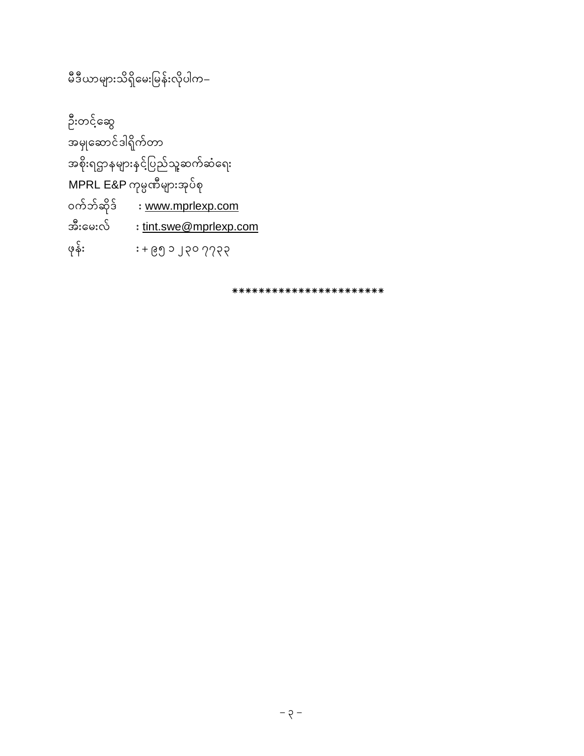မီဒီယာများသိရှိမေးမြန်းလိုပါက–

ဦးတင့်ဆွေ
အမှုဆောင်ဒါရိုက်တာ
အစိုးရဌာနများနှင့်ပြည်သူ့ဆက်ဆံရေး
MPRL E&P ကုမ္ပဏီများအုပ်စု
ဝက်ဘ်ဆိုဒ် : www.mprlexp.com
အီးမေးလ် : tint.swe@mprlexp.com
ဖုန်း : + ၉၅ ၁ ၂၃၀ ၇၇၃၃

\*\*\*\*\*\*\*\*\*\*\*\*\*\*\*\*\*\*\*\*\*\*\*\*